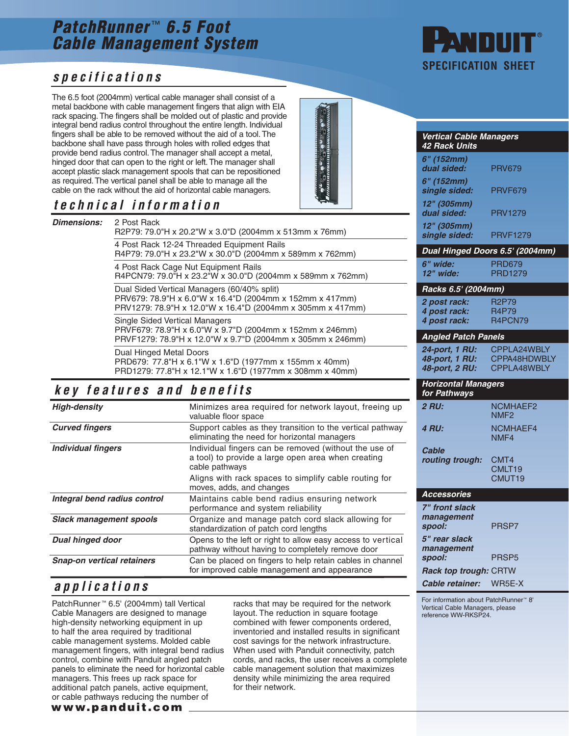# PatchRunner™ 6.5 Foot Cable Management System

**PANDUIT®**

**SPECIFICATION SHEET**

## specifications

The 6.5 foot (2004mm) vertical cable manager shall consist of a metal backbone with cable management fingers that align with EIA rack spacing. The fingers shall be molded out of plastic and provide integral bend radius control throughout the entire length. Individual fingers shall be able to be removed without the aid of a tool. The backbone shall have pass through holes with rolled edges that provide bend radius control. The manager shall accept a metal, hinged door that can open to the right or left. The manager shall accept plastic slack management spools that can be repositioned as required. The vertical panel shall be able to manage all the cable on the rack without the aid of horizontal cable managers.

## technical information

| | |
|---|---|
| ***Dimensions:*** | 2 Post Rack<br>R2P79: 79.0"H x 20.2"W x 3.0"D (2004mm x 513mm x 76mm) |
| | 4 Post Rack 12-24 Threaded Equipment Rails<br>R4P79: 79.0"H x 23.2"W x 30.0"D (2004mm x 589mm x 762mm) |
| | 4 Post Rack Cage Nut Equipment Rails<br>R4PCN79: 79.0"H x 23.2"W x 30.0"D (2004mm x 589mm x 762mm) |
| | Dual Sided Vertical Managers (60/40% split)<br>PRV679: 78.9"H x 6.0"W x 16.4"D (2004mm x 152mm x 417mm)<br>PRV1279: 78.9"H x 12.0"W x 16.4"D (2004mm x 305mm x 417mm) |
| | Single Sided Vertical Managers<br>PRVF679: 78.9"H x 6.0"W x 9.7"D (2004mm x 152mm x 246mm)<br>PRVF1279: 78.9"H x 12.0"W x 9.7"D (2004mm x 305mm x 246mm) |
| | Dual Hinged Metal Doors<br>PRD679: 77.8"H x 6.1"W x 1.6"D (1977mm x 155mm x 40mm)<br>PRD1279: 77.8"H x 12.1"W x 1.6"D (1977mm x 308mm x 40mm) |

## key features and benefits

| | |
|---|---|
| ***High-density*** | Minimizes area required for network layout, freeing up valuable floor space |
| ***Curved fingers*** | Support cables as they transition to the vertical pathway eliminating the need for horizontal managers |
| ***Individual fingers*** | Individual fingers can be removed (without the use of a tool) to provide a large open area when creating cable pathways<br>Aligns with rack spaces to simplify cable routing for moves, adds, and changes |
| ***Integral bend radius control*** | Maintains cable bend radius ensuring network performance and system reliability |
| ***Slack management spools*** | Organize and manage patch cord slack allowing for standardization of patch cord lengths |
| ***Dual hinged door*** | Opens to the left or right to allow easy access to vertical pathway without having to completely remove door |
| ***Snap-on vertical retainers*** | Can be placed on fingers to help retain cables in channel for improved cable management and appearance |

## applications

PatchRunner™ 6.5' (2004mm) tall Vertical Cable Managers are designed to manage high-density networking equipment in up to half the area required by traditional cable management systems. Molded cable management fingers, with integral bend radius control, combine with Panduit angled patch panels to eliminate the need for horizontal cable managers. This frees up rack space for additional patch panels, active equipment, or cable pathways reducing the number of racks that may be required for the network layout. The reduction in square footage combined with fewer components ordered, inventoried and installed results in significant cost savings for the network infrastructure. When used with Panduit connectivity, patch cords, and racks, the user receives a complete cable management solution that maximizes density while minimizing the area required for their network.

**www.panduit.com**

### Vertical Cable Managers 42 Rack Units

| | |
|---|---|
| ***6" (152mm) dual sided:*** | PRV679 |
| ***6" (152mm) single sided:*** | PRVF679 |
| ***12" (305mm) dual sided:*** | PRV1279 |
| ***12" (305mm) single sided:*** | PRVF1279 |

### Dual Hinged Doors 6.5' (2004mm)

| | |
|---|---|
| ***6" wide:*** | PRD679 |
| ***12" wide:*** | PRD1279 |

### Racks 6.5' (2004mm)

| | |
|---|---|
| ***2 post rack:*** | R2P79 |
| ***4 post rack:*** | R4P79 |
| ***4 post rack:*** | R4PCN79 |

### Angled Patch Panels

| | |
|---|---|
| ***24-port, 1 RU:*** | CPPLA24WBLY |
| ***48-port, 1 RU:*** | CPPA48HDWBLY |
| ***48-port, 2 RU:*** | CPPLA48WBLY |

### Horizontal Managers for Pathways

| | |
|---|---|
| ***2 RU:*** | NCMHAEF2<br>NMF2 |
| ***4 RU:*** | NCMHAEF4<br>NMF4 |
| ***Cable routing trough:*** | CMT4<br>CMLT19<br>CMUT19 |

### Accessories

| | |
|---|---|
| ***7" front slack management spool:*** | PRSP7 |
| ***5" rear slack management spool:*** | PRSP5 |
| ***Rack top trough:*** | CRTW |
| ***Cable retainer:*** | WR5E-X |

For information about PatchRunner™ 8' Vertical Cable Managers, please reference WW-RKSP24.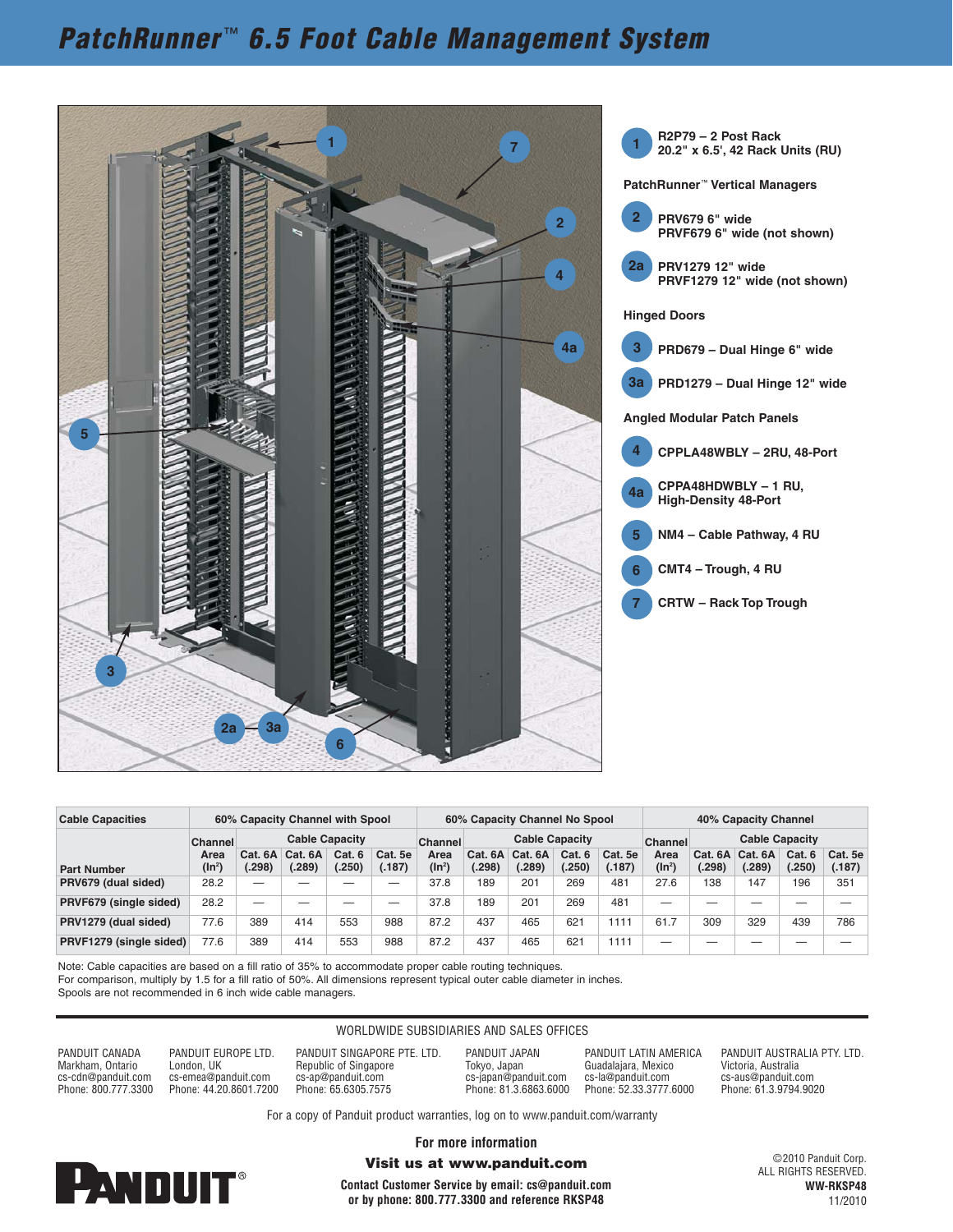# PatchRunner™ 6.5 Foot Cable Management System

1. R2P79 – 2 Post Rack
20.2" x 6.5', 42 Rack Units (RU)

**PatchRunner™ Vertical Managers**

2. PRV679 6" wide
PRVF679 6" wide (not shown)

2a. PRV1279 12" wide
PRVF1279 12" wide (not shown)

**Hinged Doors**

3. PRD679 – Dual Hinge 6" wide

3a. PRD1279 – Dual Hinge 12" wide

**Angled Modular Patch Panels**

4. CPPLA48WBLY – 2RU, 48-Port

4a. CPPA48HDWBLY – 1 RU, High-Density 48-Port

5. NM4 – Cable Pathway, 4 RU

6. CMT4 – Trough, 4 RU

7. CRTW – Rack Top Trough

| Cable Capacities | 60% Capacity Channel with Spool | | | | | 60% Capacity Channel No Spool | | | | | 40% Capacity Channel | | | | |
|---|---|---|---|---|---|---|---|---|---|---|---|---|---|---|---|
| | Channel | Cable Capacity | | | | Channel | Cable Capacity | | | | Channel | Cable Capacity | | | |
| Part Number | Area ($In^2$) | Cat. 6A (.298) | Cat. 6A (.289) | Cat. 6 (.250) | Cat. 5e (.187) | Area ($In^2$) | Cat. 6A (.298) | Cat. 6A (.289) | Cat. 6 (.250) | Cat. 5e (.187) | Area ($In^2$) | Cat. 6A (.298) | Cat. 6A (.289) | Cat. 6 (.250) | Cat. 5e (.187) |
| PRV679 (dual sided) | 28.2 | — | — | — | — | 37.8 | 189 | 201 | 269 | 481 | 27.6 | 138 | 147 | 196 | 351 |
| PRVF679 (single sided) | 28.2 | — | — | — | — | 37.8 | 189 | 201 | 269 | 481 | — | — | — | — | — |
| PRV1279 (dual sided) | 77.6 | 389 | 414 | 553 | 988 | 87.2 | 437 | 465 | 621 | 1111 | 61.7 | 309 | 329 | 439 | 786 |
| PRVF1279 (single sided) | 77.6 | 389 | 414 | 553 | 988 | 87.2 | 437 | 465 | 621 | 1111 | — | — | — | — | — |

Note: Cable capacities are based on a fill ratio of 35% to accommodate proper cable routing techniques.
For comparison, multiply by 1.5 for a fill ratio of 50%. All dimensions represent typical outer cable diameter in inches.
Spools are not recommended in 6 inch wide cable managers.

WORLDWIDE SUBSIDIARIES AND SALES OFFICES

PANDUIT CANADA
Markham, Ontario
cs-cdn@panduit.com
Phone: 800.777.3300

PANDUIT EUROPE LTD.
London, UK
cs-emea@panduit.com
Phone: 44.20.8601.7200

PANDUIT SINGAPORE PTE. LTD.
Republic of Singapore
cs-ap@panduit.com
Phone: 65.6305.7575

PANDUIT JAPAN
Tokyo, Japan
cs-japan@panduit.com
Phone: 81.3.6863.6000

PANDUIT LATIN AMERICA
Guadalajara, Mexico
cs-la@panduit.com
Phone: 52.33.3777.6000

PANDUIT AUSTRALIA PTY. LTD.
Victoria, Australia
cs-aus@panduit.com
Phone: 61.3.9794.9020

For a copy of Panduit product warranties, log on to www.panduit.com/warranty

PANDUIT®

**For more information**

**Visit us at www.panduit.com**

**Contact Customer Service by email: cs@panduit.com
or by phone: 800.777.3300 and reference RKSP48**

©2010 Panduit Corp.
ALL RIGHTS RESERVED.
**WW-RKSP48**
11/2010